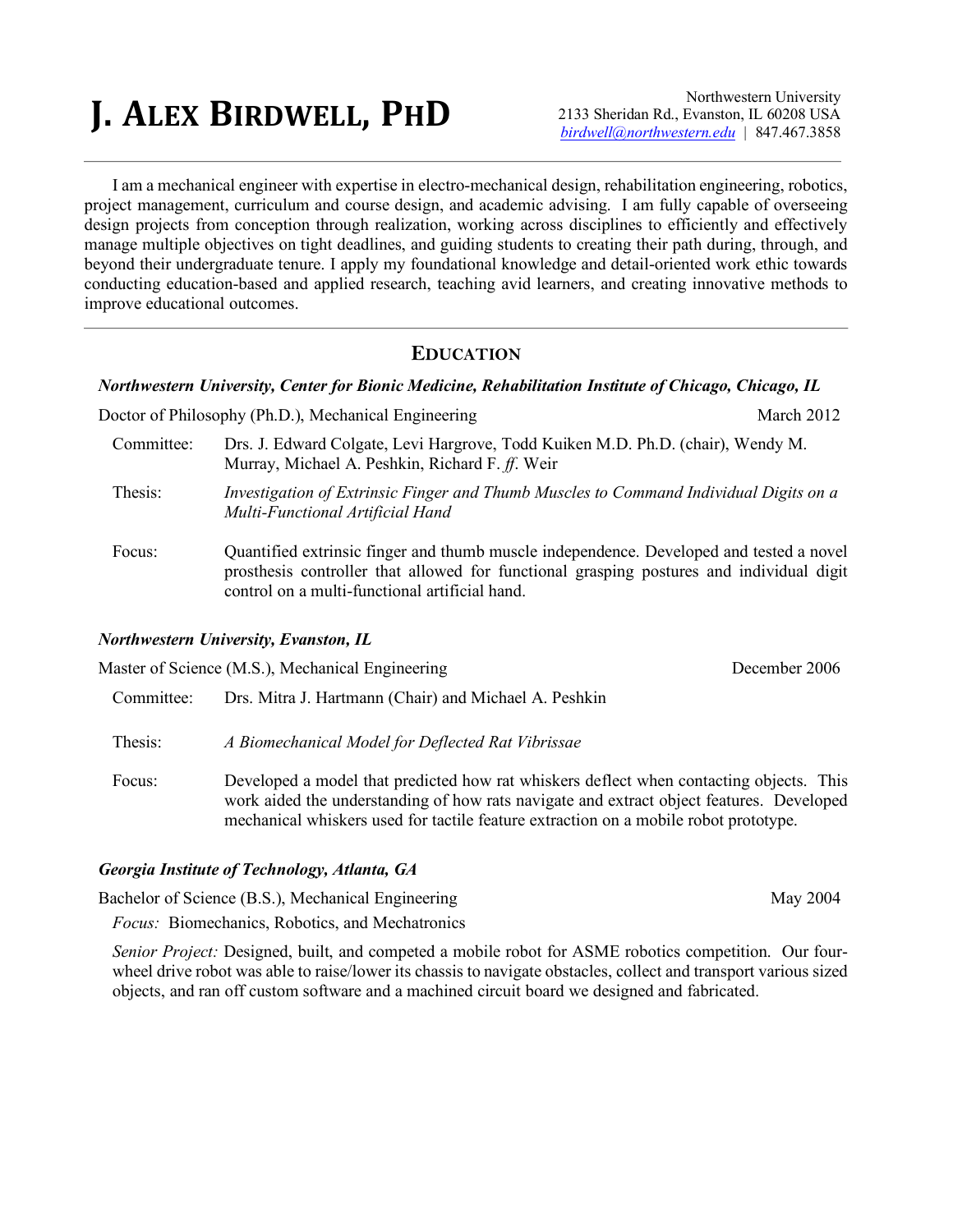# J. ALEX BIRDWELL, PHD

Northwestern University
2133 Sheridan Rd., Evanston, IL 60208 USA
birdwell@northwestern.edu | 847.467.3858

---

I am a mechanical engineer with expertise in electro-mechanical design, rehabilitation engineering, robotics, project management, curriculum and course design, and academic advising. I am fully capable of overseeing design projects from conception through realization, working across disciplines to efficiently and effectively manage multiple objectives on tight deadlines, and guiding students to creating their path during, through, and beyond their undergraduate tenure. I apply my foundational knowledge and detail-oriented work ethic towards conducting education-based and applied research, teaching avid learners, and creating innovative methods to improve educational outcomes.

---

## EDUCATION

***Northwestern University, Center for Bionic Medicine, Rehabilitation Institute of Chicago, Chicago, IL***

Doctor of Philosophy (Ph.D.), Mechanical Engineering — March 2012

Committee: Drs. J. Edward Colgate, Levi Hargrove, Todd Kuiken M.D. Ph.D. (chair), Wendy M. Murray, Michael A. Peshkin, Richard F. *ff*. Weir

Thesis: *Investigation of Extrinsic Finger and Thumb Muscles to Command Individual Digits on a Multi-Functional Artificial Hand*

Focus: Quantified extrinsic finger and thumb muscle independence. Developed and tested a novel prosthesis controller that allowed for functional grasping postures and individual digit control on a multi-functional artificial hand.

***Northwestern University, Evanston, IL***

Master of Science (M.S.), Mechanical Engineering — December 2006

Committee: Drs. Mitra J. Hartmann (Chair) and Michael A. Peshkin

Thesis: *A Biomechanical Model for Deflected Rat Vibrissae*

Focus: Developed a model that predicted how rat whiskers deflect when contacting objects. This work aided the understanding of how rats navigate and extract object features. Developed mechanical whiskers used for tactile feature extraction on a mobile robot prototype.

***Georgia Institute of Technology, Atlanta, GA***

Bachelor of Science (B.S.), Mechanical Engineering — May 2004

*Focus:* Biomechanics, Robotics, and Mechatronics

*Senior Project:* Designed, built, and competed a mobile robot for ASME robotics competition. Our four-wheel drive robot was able to raise/lower its chassis to navigate obstacles, collect and transport various sized objects, and ran off custom software and a machined circuit board we designed and fabricated.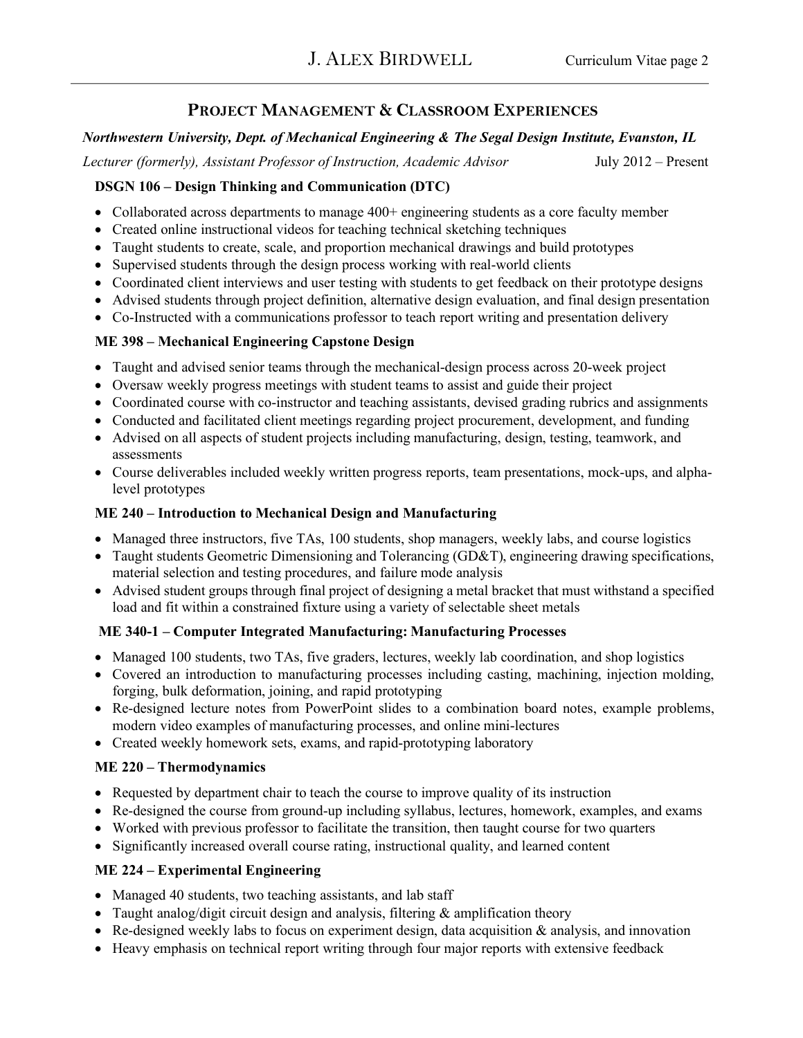## Project Management & Classroom Experiences

***Northwestern University, Dept. of Mechanical Engineering & The Segal Design Institute, Evanston, IL***

*Lecturer (formerly), Assistant Professor of Instruction, Academic Advisor* July 2012 – Present

### DSGN 106 – Design Thinking and Communication (DTC)

- Collaborated across departments to manage 400+ engineering students as a core faculty member
- Created online instructional videos for teaching technical sketching techniques
- Taught students to create, scale, and proportion mechanical drawings and build prototypes
- Supervised students through the design process working with real-world clients
- Coordinated client interviews and user testing with students to get feedback on their prototype designs
- Advised students through project definition, alternative design evaluation, and final design presentation
- Co-Instructed with a communications professor to teach report writing and presentation delivery

### ME 398 – Mechanical Engineering Capstone Design

- Taught and advised senior teams through the mechanical-design process across 20-week project
- Oversaw weekly progress meetings with student teams to assist and guide their project
- Coordinated course with co-instructor and teaching assistants, devised grading rubrics and assignments
- Conducted and facilitated client meetings regarding project procurement, development, and funding
- Advised on all aspects of student projects including manufacturing, design, testing, teamwork, and assessments
- Course deliverables included weekly written progress reports, team presentations, mock-ups, and alpha-level prototypes

### ME 240 – Introduction to Mechanical Design and Manufacturing

- Managed three instructors, five TAs, 100 students, shop managers, weekly labs, and course logistics
- Taught students Geometric Dimensioning and Tolerancing (GD&T), engineering drawing specifications, material selection and testing procedures, and failure mode analysis
- Advised student groups through final project of designing a metal bracket that must withstand a specified load and fit within a constrained fixture using a variety of selectable sheet metals

### ME 340-1 – Computer Integrated Manufacturing: Manufacturing Processes

- Managed 100 students, two TAs, five graders, lectures, weekly lab coordination, and shop logistics
- Covered an introduction to manufacturing processes including casting, machining, injection molding, forging, bulk deformation, joining, and rapid prototyping
- Re-designed lecture notes from PowerPoint slides to a combination board notes, example problems, modern video examples of manufacturing processes, and online mini-lectures
- Created weekly homework sets, exams, and rapid-prototyping laboratory

### ME 220 – Thermodynamics

- Requested by department chair to teach the course to improve quality of its instruction
- Re-designed the course from ground-up including syllabus, lectures, homework, examples, and exams
- Worked with previous professor to facilitate the transition, then taught course for two quarters
- Significantly increased overall course rating, instructional quality, and learned content

### ME 224 – Experimental Engineering

- Managed 40 students, two teaching assistants, and lab staff
- Taught analog/digit circuit design and analysis, filtering & amplification theory
- Re-designed weekly labs to focus on experiment design, data acquisition & analysis, and innovation
- Heavy emphasis on technical report writing through four major reports with extensive feedback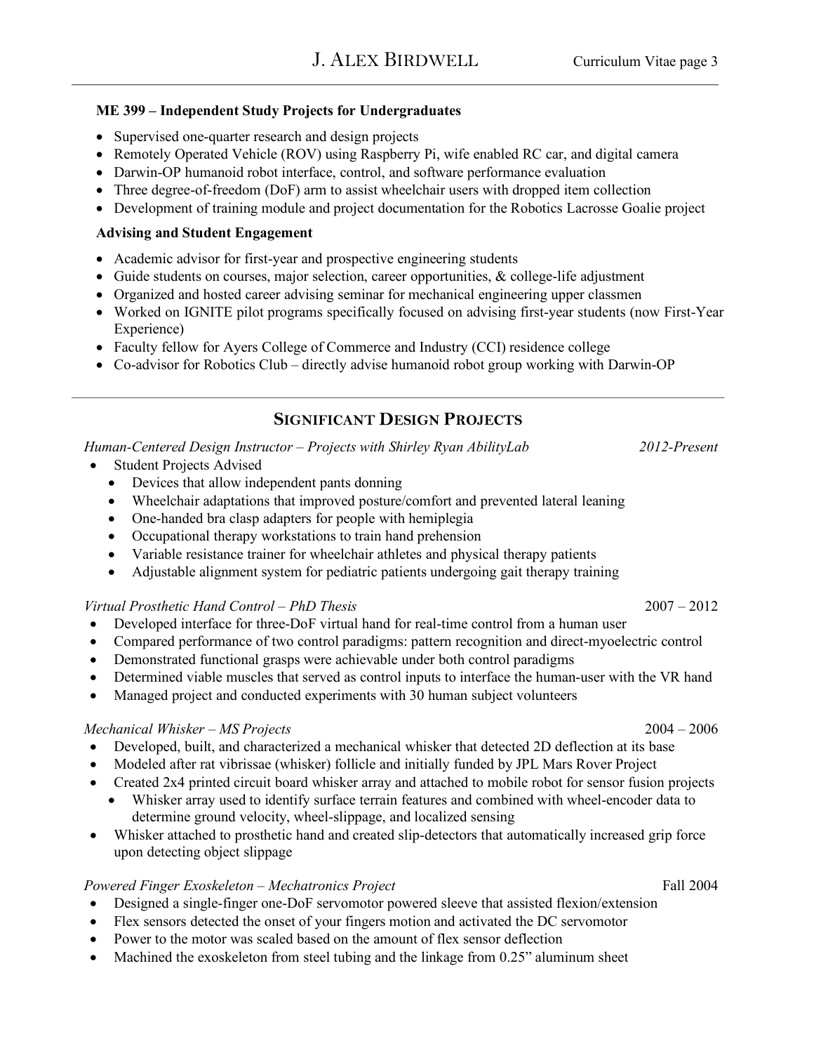### ME 399 – Independent Study Projects for Undergraduates

- Supervised one-quarter research and design projects
- Remotely Operated Vehicle (ROV) using Raspberry Pi, wife enabled RC car, and digital camera
- Darwin-OP humanoid robot interface, control, and software performance evaluation
- Three degree-of-freedom (DoF) arm to assist wheelchair users with dropped item collection
- Development of training module and project documentation for the Robotics Lacrosse Goalie project

### Advising and Student Engagement

- Academic advisor for first-year and prospective engineering students
- Guide students on courses, major selection, career opportunities, & college-life adjustment
- Organized and hosted career advising seminar for mechanical engineering upper classmen
- Worked on IGNITE pilot programs specifically focused on advising first-year students (now First-Year Experience)
- Faculty fellow for Ayers College of Commerce and Industry (CCI) residence college
- Co-advisor for Robotics Club – directly advise humanoid robot group working with Darwin-OP

---

## SIGNIFICANT DESIGN PROJECTS

*Human-Centered Design Instructor – Projects with Shirley Ryan AbilityLab* — *2012-Present*

- Student Projects Advised
  - Devices that allow independent pants donning
  - Wheelchair adaptations that improved posture/comfort and prevented lateral leaning
  - One-handed bra clasp adapters for people with hemiplegia
  - Occupational therapy workstations to train hand prehension
  - Variable resistance trainer for wheelchair athletes and physical therapy patients
  - Adjustable alignment system for pediatric patients undergoing gait therapy training

*Virtual Prosthetic Hand Control – PhD Thesis* — 2007 – 2012

- Developed interface for three-DoF virtual hand for real-time control from a human user
- Compared performance of two control paradigms: pattern recognition and direct-myoelectric control
- Demonstrated functional grasps were achievable under both control paradigms
- Determined viable muscles that served as control inputs to interface the human-user with the VR hand
- Managed project and conducted experiments with 30 human subject volunteers

*Mechanical Whisker – MS Projects* — 2004 – 2006

- Developed, built, and characterized a mechanical whisker that detected 2D deflection at its base
- Modeled after rat vibrissae (whisker) follicle and initially funded by JPL Mars Rover Project
- Created 2x4 printed circuit board whisker array and attached to mobile robot for sensor fusion projects
  - Whisker array used to identify surface terrain features and combined with wheel-encoder data to determine ground velocity, wheel-slippage, and localized sensing
- Whisker attached to prosthetic hand and created slip-detectors that automatically increased grip force upon detecting object slippage

*Powered Finger Exoskeleton – Mechatronics Project* — Fall 2004

- Designed a single-finger one-DoF servomotor powered sleeve that assisted flexion/extension
- Flex sensors detected the onset of your fingers motion and activated the DC servomotor
- Power to the motor was scaled based on the amount of flex sensor deflection
- Machined the exoskeleton from steel tubing and the linkage from 0.25" aluminum sheet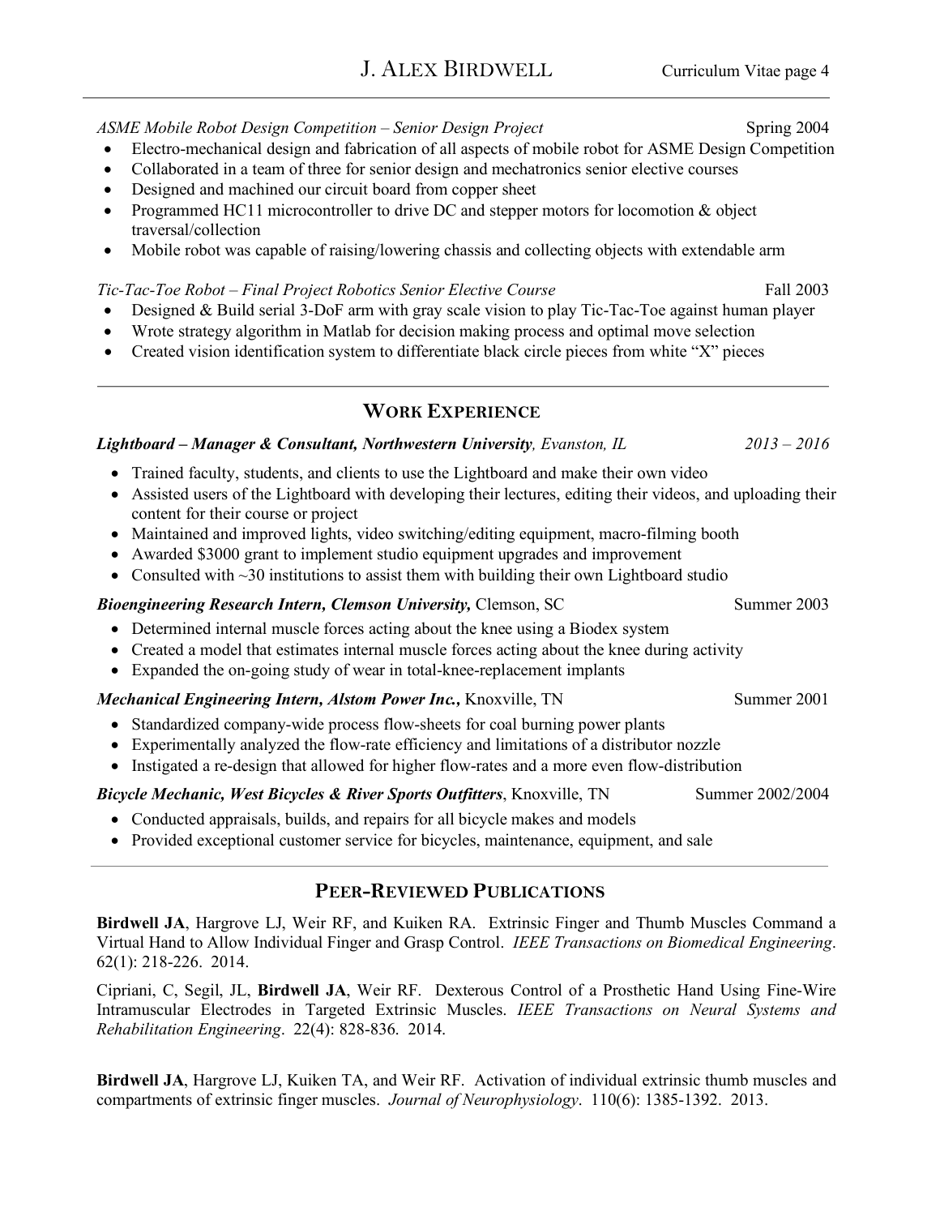*ASME Mobile Robot Design Competition – Senior Design Project* Spring 2004

- Electro-mechanical design and fabrication of all aspects of mobile robot for ASME Design Competition
- Collaborated in a team of three for senior design and mechatronics senior elective courses
- Designed and machined our circuit board from copper sheet
- Programmed HC11 microcontroller to drive DC and stepper motors for locomotion & object traversal/collection
- Mobile robot was capable of raising/lowering chassis and collecting objects with extendable arm

*Tic-Tac-Toe Robot – Final Project Robotics Senior Elective Course* Fall 2003

- Designed & Build serial 3-DoF arm with gray scale vision to play Tic-Tac-Toe against human player
- Wrote strategy algorithm in Matlab for decision making process and optimal move selection
- Created vision identification system to differentiate black circle pieces from white "X" pieces

## Work Experience

***Lightboard – Manager & Consultant, Northwestern University**, Evanston, IL* *2013 – 2016*

- Trained faculty, students, and clients to use the Lightboard and make their own video
- Assisted users of the Lightboard with developing their lectures, editing their videos, and uploading their content for their course or project
- Maintained and improved lights, video switching/editing equipment, macro-filming booth
- Awarded $3000 grant to implement studio equipment upgrades and improvement
- Consulted with ~30 institutions to assist them with building their own Lightboard studio

***Bioengineering Research Intern, Clemson University,*** Clemson, SC Summer 2003

- Determined internal muscle forces acting about the knee using a Biodex system
- Created a model that estimates internal muscle forces acting about the knee during activity
- Expanded the on-going study of wear in total-knee-replacement implants

***Mechanical Engineering Intern, Alstom Power Inc.,*** Knoxville, TN Summer 2001

- Standardized company-wide process flow-sheets for coal burning power plants
- Experimentally analyzed the flow-rate efficiency and limitations of a distributor nozzle
- Instigated a re-design that allowed for higher flow-rates and a more even flow-distribution

***Bicycle Mechanic, West Bicycles & River Sports Outfitters***, Knoxville, TN Summer 2002/2004

- Conducted appraisals, builds, and repairs for all bicycle makes and models
- Provided exceptional customer service for bicycles, maintenance, equipment, and sale

## Peer-Reviewed Publications

**Birdwell JA**, Hargrove LJ, Weir RF, and Kuiken RA. Extrinsic Finger and Thumb Muscles Command a Virtual Hand to Allow Individual Finger and Grasp Control. *IEEE Transactions on Biomedical Engineering*. 62(1): 218-226. 2014.

Cipriani, C, Segil, JL, **Birdwell JA**, Weir RF. Dexterous Control of a Prosthetic Hand Using Fine-Wire Intramuscular Electrodes in Targeted Extrinsic Muscles. *IEEE Transactions on Neural Systems and Rehabilitation Engineering*. 22(4): 828-836. 2014.

**Birdwell JA**, Hargrove LJ, Kuiken TA, and Weir RF. Activation of individual extrinsic thumb muscles and compartments of extrinsic finger muscles. *Journal of Neurophysiology*. 110(6): 1385-1392. 2013.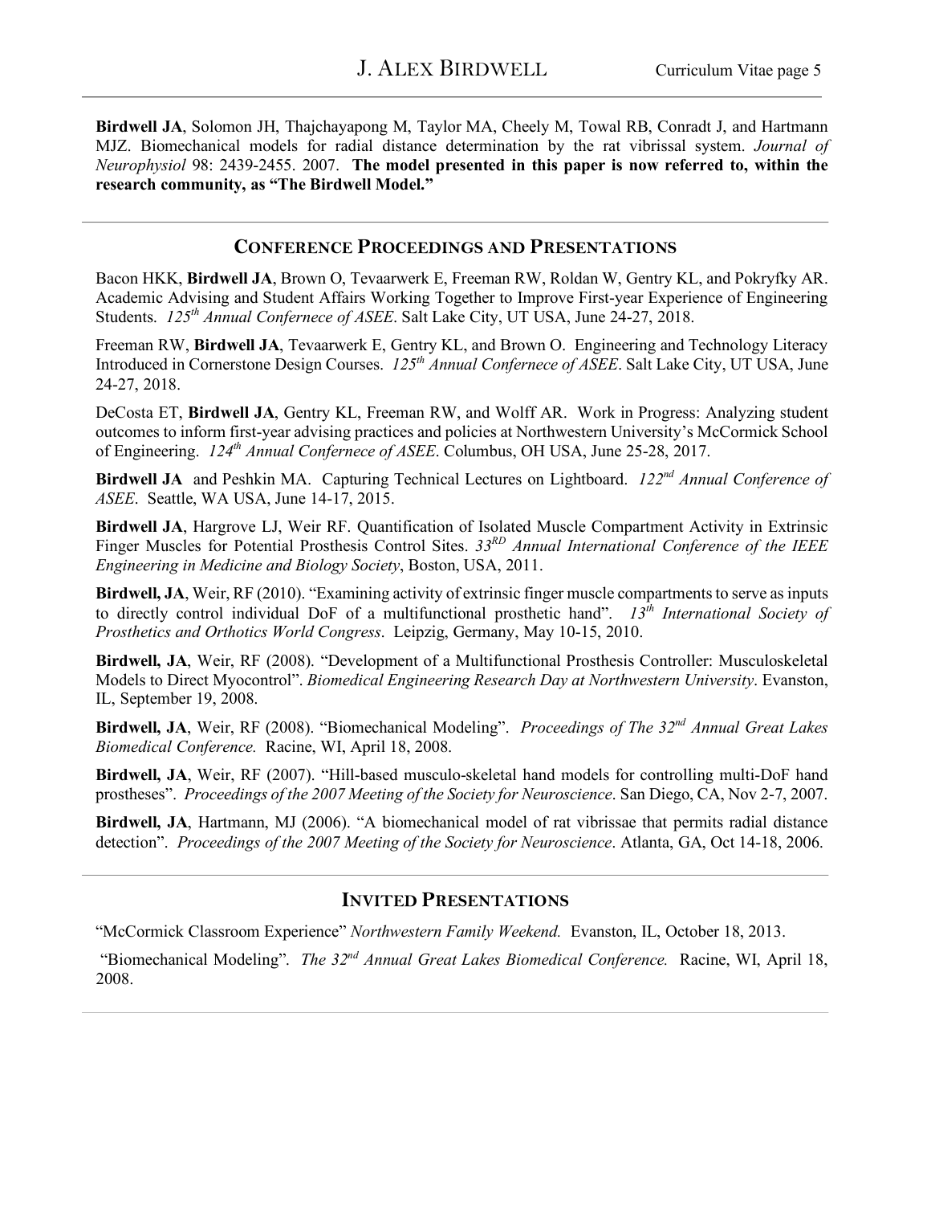**Birdwell JA**, Solomon JH, Thajchayapong M, Taylor MA, Cheely M, Towal RB, Conradt J, and Hartmann MJZ. Biomechanical models for radial distance determination by the rat vibrissal system. *Journal of Neurophysiol* 98: 2439-2455. 2007. **The model presented in this paper is now referred to, within the research community, as "The Birdwell Model."**

---

## Conference Proceedings and Presentations

Bacon HKK, **Birdwell JA**, Brown O, Tevaarwerk E, Freeman RW, Roldan W, Gentry KL, and Pokryfky AR. Academic Advising and Student Affairs Working Together to Improve First-year Experience of Engineering Students. *125th Annual Confernece of ASEE*. Salt Lake City, UT USA, June 24-27, 2018.

Freeman RW, **Birdwell JA**, Tevaarwerk E, Gentry KL, and Brown O. Engineering and Technology Literacy Introduced in Cornerstone Design Courses. *125th Annual Confernece of ASEE*. Salt Lake City, UT USA, June 24-27, 2018.

DeCosta ET, **Birdwell JA**, Gentry KL, Freeman RW, and Wolff AR. Work in Progress: Analyzing student outcomes to inform first-year advising practices and policies at Northwestern University's McCormick School of Engineering. *124th Annual Confernece of ASEE*. Columbus, OH USA, June 25-28, 2017.

**Birdwell JA** and Peshkin MA. Capturing Technical Lectures on Lightboard. *122nd Annual Conference of ASEE*. Seattle, WA USA, June 14-17, 2015.

**Birdwell JA**, Hargrove LJ, Weir RF. Quantification of Isolated Muscle Compartment Activity in Extrinsic Finger Muscles for Potential Prosthesis Control Sites. *33RD Annual International Conference of the IEEE Engineering in Medicine and Biology Society*, Boston, USA, 2011.

**Birdwell, JA**, Weir, RF (2010). "Examining activity of extrinsic finger muscle compartments to serve as inputs to directly control individual DoF of a multifunctional prosthetic hand". *13th International Society of Prosthetics and Orthotics World Congress*. Leipzig, Germany, May 10-15, 2010.

**Birdwell, JA**, Weir, RF (2008). "Development of a Multifunctional Prosthesis Controller: Musculoskeletal Models to Direct Myocontrol". *Biomedical Engineering Research Day at Northwestern University*. Evanston, IL, September 19, 2008.

**Birdwell, JA**, Weir, RF (2008). "Biomechanical Modeling". *Proceedings of The 32nd Annual Great Lakes Biomedical Conference.* Racine, WI, April 18, 2008.

**Birdwell, JA**, Weir, RF (2007). "Hill-based musculo-skeletal hand models for controlling multi-DoF hand prostheses". *Proceedings of the 2007 Meeting of the Society for Neuroscience*. San Diego, CA, Nov 2-7, 2007.

**Birdwell, JA**, Hartmann, MJ (2006). "A biomechanical model of rat vibrissae that permits radial distance detection". *Proceedings of the 2007 Meeting of the Society for Neuroscience*. Atlanta, GA, Oct 14-18, 2006.

---

## Invited Presentations

"McCormick Classroom Experience" *Northwestern Family Weekend.* Evanston, IL, October 18, 2013.

"Biomechanical Modeling". *The 32nd Annual Great Lakes Biomedical Conference.* Racine, WI, April 18, 2008.

---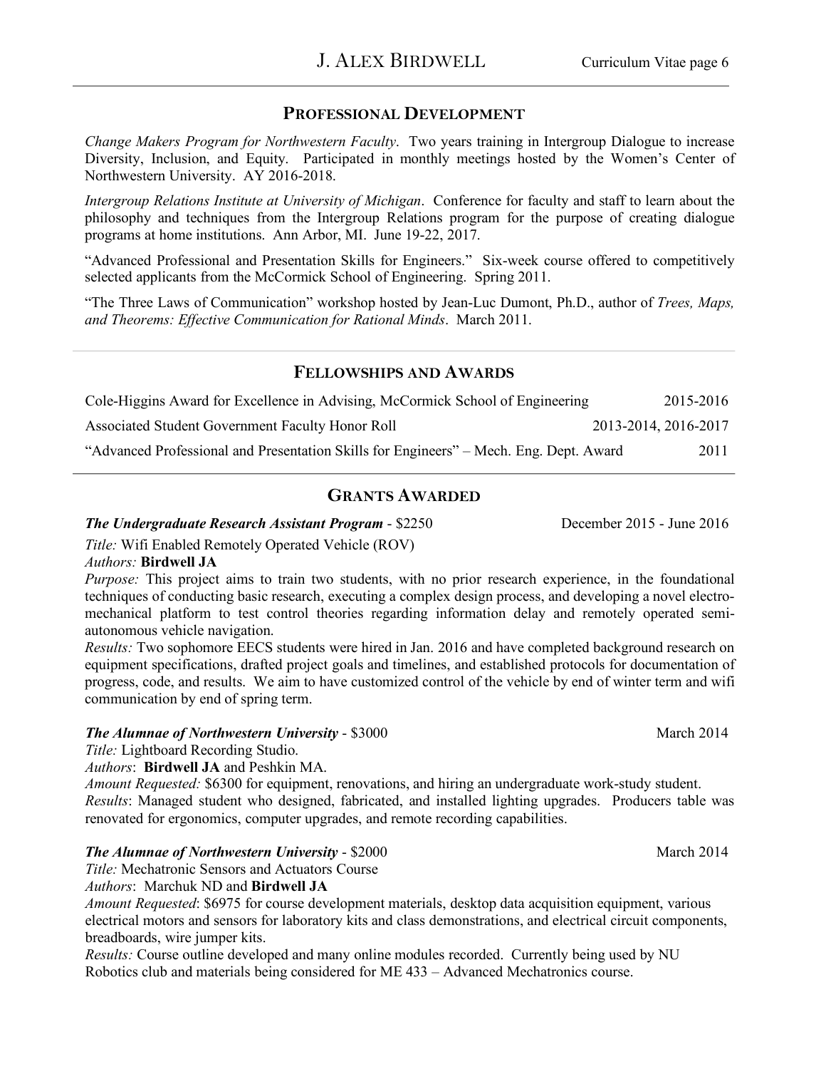## PROFESSIONAL DEVELOPMENT

*Change Makers Program for Northwestern Faculty*. Two years training in Intergroup Dialogue to increase Diversity, Inclusion, and Equity. Participated in monthly meetings hosted by the Women's Center of Northwestern University. AY 2016-2018.

*Intergroup Relations Institute at University of Michigan*. Conference for faculty and staff to learn about the philosophy and techniques from the Intergroup Relations program for the purpose of creating dialogue programs at home institutions. Ann Arbor, MI. June 19-22, 2017.

"Advanced Professional and Presentation Skills for Engineers." Six-week course offered to competitively selected applicants from the McCormick School of Engineering. Spring 2011.

"The Three Laws of Communication" workshop hosted by Jean-Luc Dumont, Ph.D., author of *Trees, Maps, and Theorems: Effective Communication for Rational Minds*. March 2011.

## FELLOWSHIPS AND AWARDS

Cole-Higgins Award for Excellence in Advising, McCormick School of Engineering — 2015-2016

Associated Student Government Faculty Honor Roll — 2013-2014, 2016-2017

"Advanced Professional and Presentation Skills for Engineers" – Mech. Eng. Dept. Award — 2011

## GRANTS AWARDED

***The Undergraduate Research Assistant Program*** - $2250 — December 2015 - June 2016

*Title:* Wifi Enabled Remotely Operated Vehicle (ROV)
*Authors:* **Birdwell JA**
*Purpose:* This project aims to train two students, with no prior research experience, in the foundational techniques of conducting basic research, executing a complex design process, and developing a novel electro-mechanical platform to test control theories regarding information delay and remotely operated semi-autonomous vehicle navigation.
*Results:* Two sophomore EECS students were hired in Jan. 2016 and have completed background research on equipment specifications, drafted project goals and timelines, and established protocols for documentation of progress, code, and results. We aim to have customized control of the vehicle by end of winter term and wifi communication by end of spring term.

***The Alumnae of Northwestern University*** - $3000 — March 2014

*Title:* Lightboard Recording Studio.
*Authors*: **Birdwell JA** and Peshkin MA.
*Amount Requested:* $6300 for equipment, renovations, and hiring an undergraduate work-study student.
*Results*: Managed student who designed, fabricated, and installed lighting upgrades. Producers table was renovated for ergonomics, computer upgrades, and remote recording capabilities.

***The Alumnae of Northwestern University*** - $2000 — March 2014

*Title:* Mechatronic Sensors and Actuators Course
*Authors*: Marchuk ND and **Birdwell JA**
*Amount Requested*: $6975 for course development materials, desktop data acquisition equipment, various electrical motors and sensors for laboratory kits and class demonstrations, and electrical circuit components, breadboards, wire jumper kits.
*Results:* Course outline developed and many online modules recorded. Currently being used by NU Robotics club and materials being considered for ME 433 – Advanced Mechatronics course.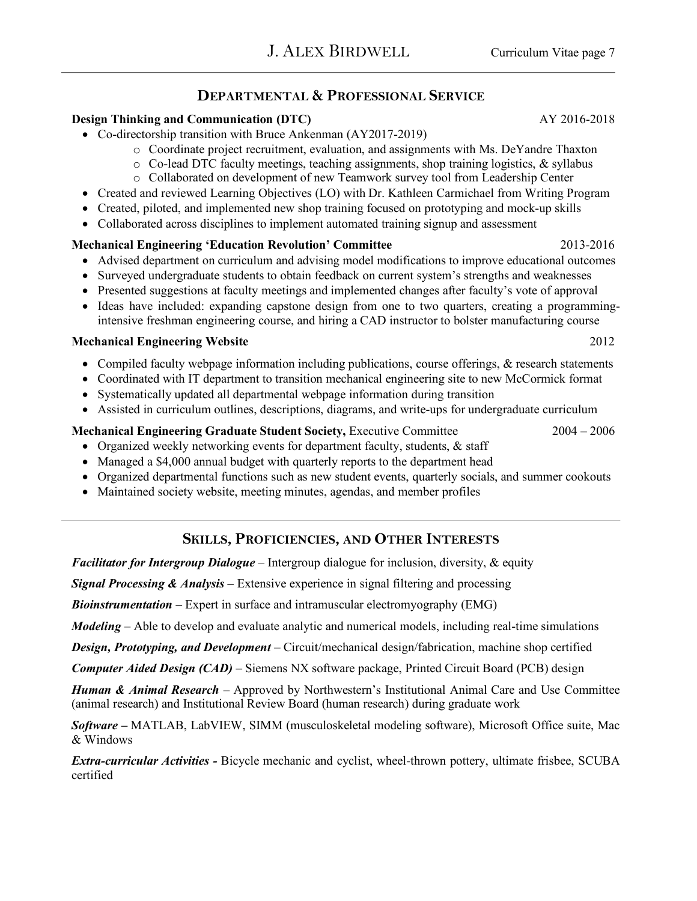## Departmental & Professional Service

**Design Thinking and Communication (DTC)** AY 2016-2018

- Co-directorship transition with Bruce Ankenman (AY2017-2019)
  - Coordinate project recruitment, evaluation, and assignments with Ms. DeYandre Thaxton
  - Co-lead DTC faculty meetings, teaching assignments, shop training logistics, & syllabus
  - Collaborated on development of new Teamwork survey tool from Leadership Center
- Created and reviewed Learning Objectives (LO) with Dr. Kathleen Carmichael from Writing Program
- Created, piloted, and implemented new shop training focused on prototyping and mock-up skills
- Collaborated across disciplines to implement automated training signup and assessment

**Mechanical Engineering 'Education Revolution' Committee** 2013-2016

- Advised department on curriculum and advising model modifications to improve educational outcomes
- Surveyed undergraduate students to obtain feedback on current system's strengths and weaknesses
- Presented suggestions at faculty meetings and implemented changes after faculty's vote of approval
- Ideas have included: expanding capstone design from one to two quarters, creating a programming-intensive freshman engineering course, and hiring a CAD instructor to bolster manufacturing course

**Mechanical Engineering Website** 2012

- Compiled faculty webpage information including publications, course offerings, & research statements
- Coordinated with IT department to transition mechanical engineering site to new McCormick format
- Systematically updated all departmental webpage information during transition
- Assisted in curriculum outlines, descriptions, diagrams, and write-ups for undergraduate curriculum

**Mechanical Engineering Graduate Student Society,** Executive Committee 2004 – 2006

- Organized weekly networking events for department faculty, students, & staff
- Managed a $4,000 annual budget with quarterly reports to the department head
- Organized departmental functions such as new student events, quarterly socials, and summer cookouts
- Maintained society website, meeting minutes, agendas, and member profiles

---

## Skills, Proficiencies, and Other Interests

***Facilitator for Intergroup Dialogue*** – Intergroup dialogue for inclusion, diversity, & equity

***Signal Processing & Analysis*** – Extensive experience in signal filtering and processing

***Bioinstrumentation*** – Expert in surface and intramuscular electromyography (EMG)

***Modeling*** – Able to develop and evaluate analytic and numerical models, including real-time simulations

***Design, Prototyping, and Development*** – Circuit/mechanical design/fabrication, machine shop certified

***Computer Aided Design (CAD)*** – Siemens NX software package, Printed Circuit Board (PCB) design

***Human & Animal Research*** – Approved by Northwestern's Institutional Animal Care and Use Committee (animal research) and Institutional Review Board (human research) during graduate work

***Software*** – MATLAB, LabVIEW, SIMM (musculoskeletal modeling software), Microsoft Office suite, Mac & Windows

***Extra-curricular Activities*** - Bicycle mechanic and cyclist, wheel-thrown pottery, ultimate frisbee, SCUBA certified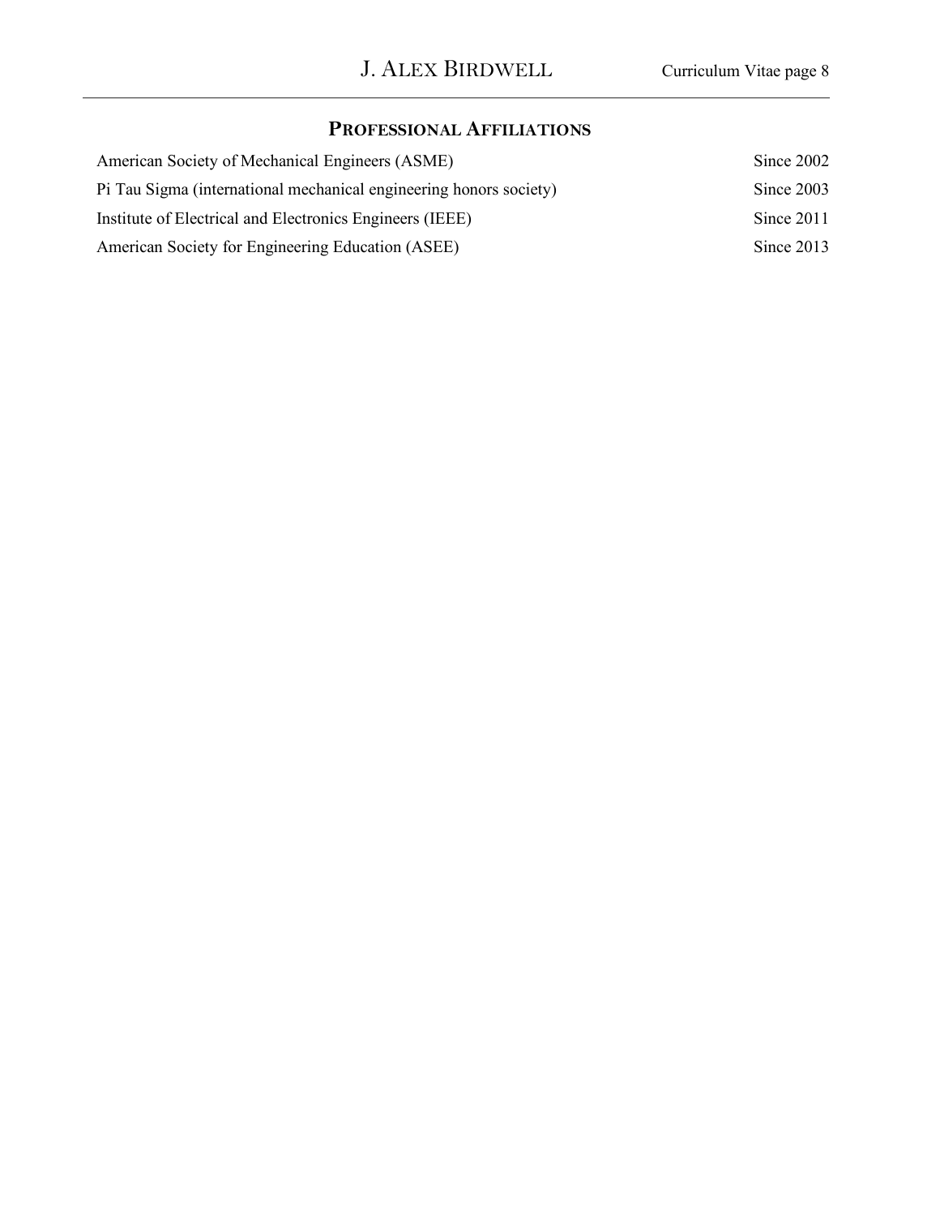## PROFESSIONAL AFFILIATIONS

| | |
|---|---|
| American Society of Mechanical Engineers (ASME) | Since 2002 |
| Pi Tau Sigma (international mechanical engineering honors society) | Since 2003 |
| Institute of Electrical and Electronics Engineers (IEEE) | Since 2011 |
| American Society for Engineering Education (ASEE) | Since 2013 |